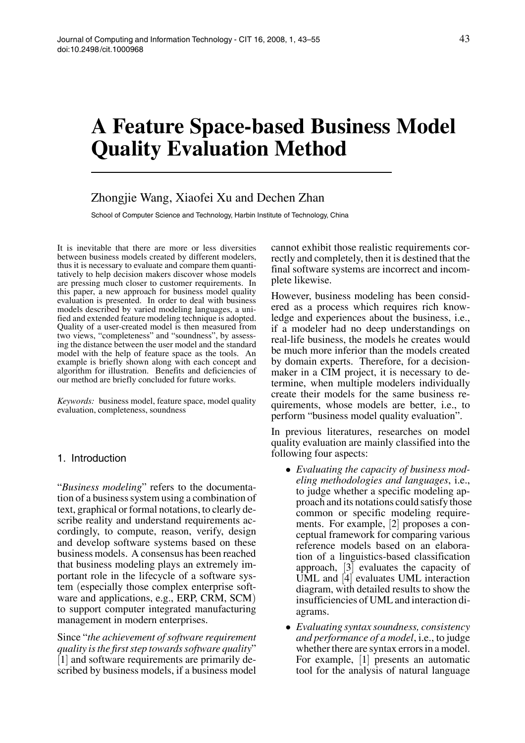# A Feature Space-based Business Model Quality Evaluation Method

Zhongjie Wang, Xiaofei Xu and Dechen Zhan

School of Computer Science and Technology, Harbin Institute of Technology, China

It is inevitable that there are more or less diversities between business models created by different modelers, thus it is necessary to evaluate and compare them quantitatively to help decision makers discover whose models are pressing much closer to customer requirements. In this paper, a new approach for business model quality evaluation is presented. In order to deal with business models described by varied modeling languages, a unified and extended feature modeling technique is adopted. Quality of a user-created model is then measured from two views, "completeness" and "soundness", by assessing the distance between the user model and the standard model with the help of feature space as the tools. An example is briefly shown along with each concept and algorithm for illustration. Benefits and deficiencies of our method are briefly concluded for future works.

*Keywords:* business model, feature space, model quality evaluation, completeness, soundness

## 1. Introduction

"*Business modeling*" refers to the documentation of a business system using a combination of text, graphical or formal notations, to clearly describe reality and understand requirements accordingly, to compute, reason, verify, design and develop software systems based on these business models. A consensus has been reached that business modeling plays an extremely important role in the lifecycle of a software system (especially those complex enterprise software and applications, e.g., ERP, CRM, SCM) to support computer integrated manufacturing management in modern enterprises.

Since "*the achievement of software requirement quality is the first step towards software quality*" [1] and software requirements are primarily described by business models, if a business model cannot exhibit those realistic requirements correctly and completely, then it is destined that the final software systems are incorrect and incomplete likewise.

However, business modeling has been considered as a process which requires rich knowledge and experiences about the business, i.e., if a modeler had no deep understandings on real-life business, the models he creates would be much more inferior than the models created by domain experts. Therefore, for a decision-maker in a CIM project, it is necessary to determine, when multiple modelers individually create their models for the same business requirements, whose models are better, i.e., to perform "business model quality evaluation".

In previous literatures, researches on model quality evaluation are mainly classified into the following four aspects:

- *Evaluating the capacity of business modeling methodologies and languages*, i.e., to judge whether a specific modeling approach and its notations could satisfy those common or specific modeling requirements. For example, [2] proposes a conceptual framework for comparing various reference models based on an elaboration of a linguistics-based classification approach, [3] evaluates the capacity of UML and [4] evaluates UML interaction diagram, with detailed results to show the insufficiencies of UML and interaction diagrams.
- *Evaluating syntax soundness, consistency and performance of a model*, i.e., to judge whether there are syntax errors in a model. For example, [1] presents an automatic tool for the analysis of natural language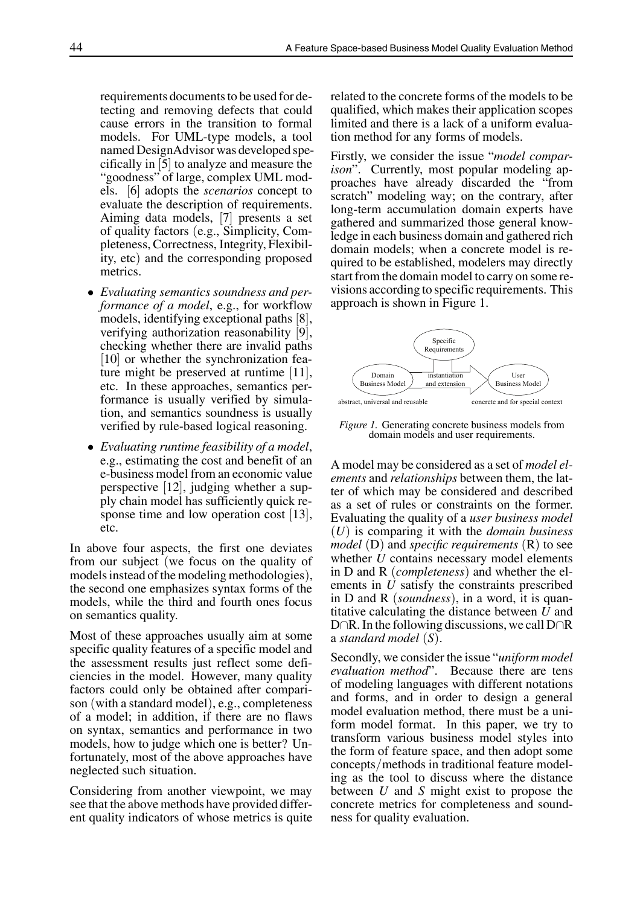requirements documents to be used for detecting and removing defects that could cause errors in the transition to formal models. For UML-type models, a tool named DesignAdvisor was developed specifically in [5] to analyze and measure the "goodness" of large, complex UML models. [6] adopts the *scenarios* concept to evaluate the description of requirements. Aiming data models, [7] presents a set of quality factors (e.g., Simplicity, Completeness, Correctness, Integrity, Flexibility, etc) and the corresponding proposed metrics.

- *Evaluating semantics soundness and performance of a model*, e.g., for workflow models, identifying exceptional paths [8], verifying authorization reasonability [9], checking whether there are invalid paths [10] or whether the synchronization feature might be preserved at runtime [11], etc. In these approaches, semantics performance is usually verified by simulation, and semantics soundness is usually verified by rule-based logical reasoning.
- *Evaluating runtime feasibility of a model*, e.g., estimating the cost and benefit of an e-business model from an economic value perspective [12], judging whether a supply chain model has sufficiently quick response time and low operation cost [13], etc.

In above four aspects, the first one deviates from our subject (we focus on the quality of models instead of the modeling methodologies), the second one emphasizes syntax forms of the models, while the third and fourth ones focus on semantics quality.

Most of these approaches usually aim at some specific quality features of a specific model and the assessment results just reflect some deficiencies in the model. However, many quality factors could only be obtained after comparison (with a standard model), e.g., completeness of a model; in addition, if there are no flaws on syntax, semantics and performance in two models, how to judge which one is better? Unfortunately, most of the above approaches have neglected such situation.

Considering from another viewpoint, we may see that the above methods have provided different quality indicators of whose metrics is quite related to the concrete forms of the models to be qualified, which makes their application scopes limited and there is a lack of a uniform evaluation method for any forms of models.

Firstly, we consider the issue "*model comparison*". Currently, most popular modeling approaches have already discarded the "from scratch" modeling way; on the contrary, after long-term accumulation domain experts have gathered and summarized those general knowledge in each business domain and gathered rich domain models; when a concrete model is required to be established, modelers may directly start from the domain model to carry on some revisions according to specific requirements. This approach is shown in Figure 1.

Specific Requirements

Domain Business Model

instantiation and extension

User Business Model

abstract, universal and reusable

concrete and for special context

*Figure 1.* Generating concrete business models from domain models and user requirements.

A model may be considered as a set of *model elements* and *relationships* between them, the latter of which may be considered and described as a set of rules or constraints on the former. Evaluating the quality of a *user business model* ($U$) is comparing it with the *domain business model* (D) and *specific requirements* (R) to see whether $U$ contains necessary model elements in D and R (*completeness*) and whether the elements in $U$ satisfy the constraints prescribed in D and R (*soundness*), in a word, it is quantitative calculating the distance between $U$ and D$\cap$R. In the following discussions, we call D$\cap$R a *standard model* ($S$).

Secondly, we consider the issue "*uniform model evaluation method*". Because there are tens of modeling languages with different notations and forms, and in order to design a general model evaluation method, there must be a uniform model format. In this paper, we try to transform various business model styles into the form of feature space, and then adopt some concepts/methods in traditional feature modeling as the tool to discuss where the distance between $U$ and $S$ might exist to propose the concrete metrics for completeness and soundness for quality evaluation.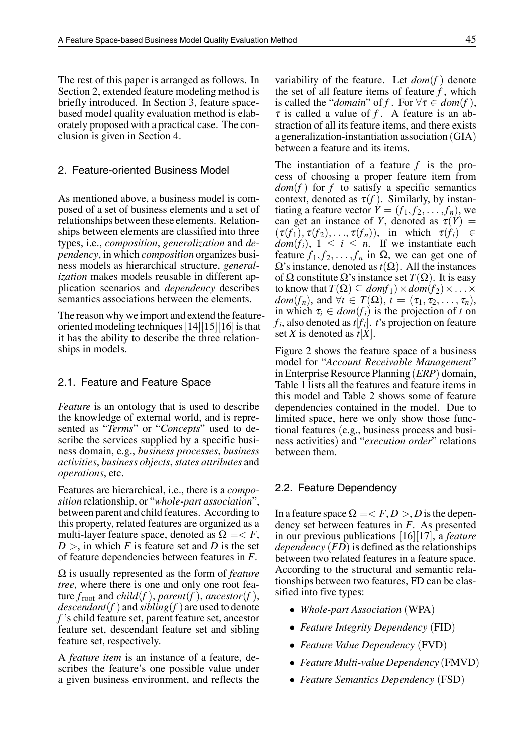The rest of this paper is arranged as follows. In Section 2, extended feature modeling method is briefly introduced. In Section 3, feature space-based model quality evaluation method is elaborately proposed with a practical case. The conclusion is given in Section 4.

## 2. Feature-oriented Business Model

As mentioned above, a business model is composed of a set of business elements and a set of relationships between these elements. Relationships between elements are classified into three types, i.e., *composition*, *generalization* and *dependency*, in which *composition* organizes business models as hierarchical structure, *generalization* makes models reusable in different application scenarios and *dependency* describes semantics associations between the elements.

The reason why we import and extend the feature-oriented modeling techniques [14][15][16] is that it has the ability to describe the three relationships in models.

### 2.1. Feature and Feature Space

*Feature* is an ontology that is used to describe the knowledge of external world, and is represented as "*Terms*" or "*Concepts*" used to describe the services supplied by a specific business domain, e.g., *business processes*, *business activities*, *business objects*, *states attributes* and *operations*, etc.

Features are hierarchical, i.e., there is a *composition* relationship, or "*whole-part association*", between parent and child features. According to this property, related features are organized as a multi-layer feature space, denoted as $\Omega = < F, D >$, in which $F$ is feature set and $D$ is the set of feature dependencies between features in $F$.

$\Omega$ is usually represented as the form of *feature tree*, where there is one and only one root feature $f_{\text{root}}$ and $child(f)$, $parent(f)$, $ancestor(f)$, $descendant(f)$ and $sibling(f)$ are used to denote $f$'s child feature set, parent feature set, ancestor feature set, descendant feature set and sibling feature set, respectively.

A *feature item* is an instance of a feature, describes the feature's one possible value under a given business environment, and reflects the variability of the feature. Let $dom(f)$ denote the set of all feature items of feature $f$, which is called the "*domain*" of $f$. For $\forall \tau \in dom(f)$, $\tau$ is called a value of $f$. A feature is an abstraction of all its feature items, and there exists a generalization-instantiation association (GIA) between a feature and its items.

The instantiation of a feature $f$ is the process of choosing a proper feature item from $dom(f)$ for $f$ to satisfy a specific semantics context, denoted as $\tau(f)$. Similarly, by instantiating a feature vector $Y = (f_1, f_2, \ldots, f_n)$, we can get an instance of $Y$, denoted as $\tau(Y) = (\tau(f_1), \tau(f_2), \ldots, \tau(f_n))$, in which $\tau(f_i) \in dom(f_i)$, $1 \leq i \leq n$. If we instantiate each feature $f_1, f_2, \ldots, f_n$ in $\Omega$, we can get one of $\Omega$'s instance, denoted as $t(\Omega)$. All the instances of $\Omega$ constitute $\Omega$'s instance set $T(\Omega)$. It is easy to know that $T(\Omega) \subseteq domf_1) \times dom(f_2) \times \ldots \times dom(f_n)$, and $\forall t \in T(\Omega)$, $t = (\tau_1, \tau_2, \ldots, \tau_n)$, in which $\tau_i \in dom(f_i)$ is the projection of $t$ on $f_i$, also denoted as $t[f_i]$. $t$'s projection on feature set $X$ is denoted as $t[X]$.

Figure 2 shows the feature space of a business model for "*Account Receivable Management*" in Enterprise Resource Planning (*ERP*) domain, Table 1 lists all the features and feature items in this model and Table 2 shows some of feature dependencies contained in the model. Due to limited space, here we only show those functional features (e.g., business process and business activities) and "*execution order*" relations between them.

### 2.2. Feature Dependency

In a feature space $\Omega = < F, D >$, $D$ is the dependency set between features in $F$. As presented in our previous publications [16][17], a *feature dependency* (*FD*) is defined as the relationships between two related features in a feature space. According to the structural and semantic relationships between two features, FD can be classified into five types:

- *Whole-part Association* (WPA)
- *Feature Integrity Dependency* (FID)
- *Feature Value Dependency* (FVD)
- *Feature Multi-value Dependency* (FMVD)
- *Feature Semantics Dependency* (FSD)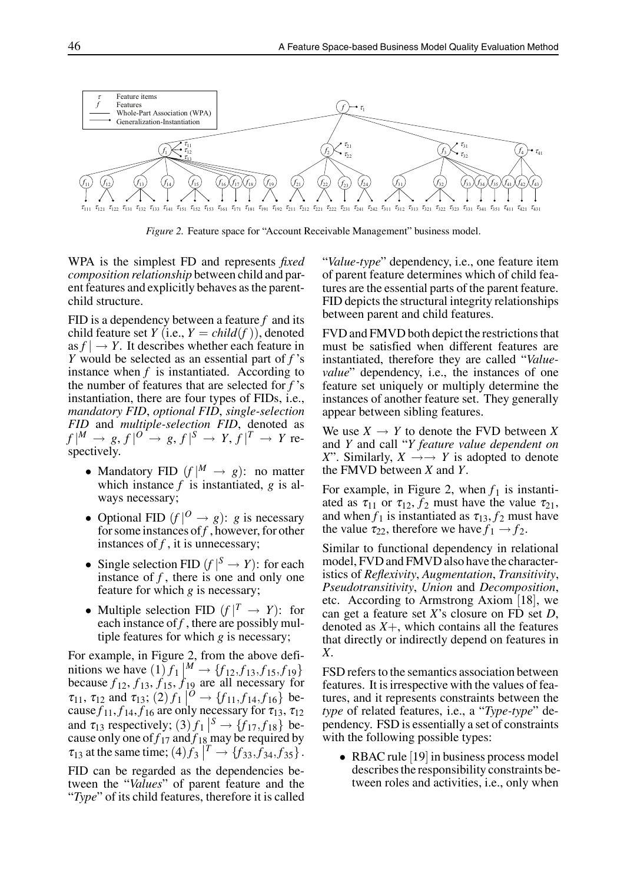Feature items
Features
Whole-Part Association (WPA)
Generalization-Instantiation

*Figure 2.* Feature space for "Account Receivable Management" business model.

WPA is the simplest FD and represents *fixed composition relationship* between child and parent features and explicitly behaves as the parent-child structure.

FID is a dependency between a feature $f$ and its child feature set $Y$ (i.e., $Y = child(f)$), denoted as $f \mid \rightarrow Y$. It describes whether each feature in $Y$ would be selected as an essential part of $f$'s instance when $f$ is instantiated. According to the number of features that are selected for $f$'s instantiation, there are four types of FIDs, i.e., *mandatory FID*, *optional FID*, *single-selection FID* and *multiple-selection FID*, denoted as $f\,|^M \rightarrow g$, $f\,|^O \rightarrow g$, $f\,|^S \rightarrow Y$, $f\,|^T \rightarrow Y$ respectively.

- Mandatory FID ($f\,|^M \rightarrow g$): no matter which instance $f$ is instantiated, $g$ is always necessary;
- Optional FID ($f\,|^O \rightarrow g$): $g$ is necessary for some instances of $f$, however, for other instances of $f$, it is unnecessary;
- Single selection FID ($f\,|^S \rightarrow Y$): for each instance of $f$, there is one and only one feature for which $g$ is necessary;
- Multiple selection FID ($f\,|^T \rightarrow Y$): for each instance of $f$, there are possibly multiple features for which $g$ is necessary;

For example, in Figure 2, from the above definitions we have (1) $f_1\,|^M \rightarrow \{f_{12}, f_{13}, f_{15}, f_{19}\}$ because $f_{12}$, $f_{13}$, $f_{15}$, $f_{19}$ are all necessary for $\tau_{11}$, $\tau_{12}$ and $\tau_{13}$; (2) $f_1\,|^O \rightarrow \{f_{11}, f_{14}, f_{16}\}$ because $f_{11}, f_{14}, f_{16}$ are only necessary for $\tau_{13}$, $\tau_{12}$ and $\tau_{13}$ respectively; (3) $f_1\,|^S \rightarrow \{f_{17}, f_{18}\}$ because only one of $f_{17}$ and $f_{18}$ may be required by $\tau_{13}$ at the same time; (4) $f_3\,|^T \rightarrow \{f_{33}, f_{34}, f_{35}\}$.

FID can be regarded as the dependencies between the "*Values*" of parent feature and the "*Type*" of its child features, therefore it is called "*Value-type*" dependency, i.e., one feature item of parent feature determines which of child features are the essential parts of the parent feature. FID depicts the structural integrity relationships between parent and child features.

FVD and FMVD both depict the restrictions that must be satisfied when different features are instantiated, therefore they are called "*Value-value*" dependency, i.e., the instances of one feature set uniquely or multiply determine the instances of another feature set. They generally appear between sibling features.

We use $X \rightarrow Y$ to denote the FVD between $X$ and $Y$ and call "*Y feature value dependent on X*". Similarly, $X \rightarrow\rightarrow Y$ is adopted to denote the FMVD between $X$ and $Y$.

For example, in Figure 2, when $f_1$ is instantiated as $\tau_{11}$ or $\tau_{12}$, $f_2$ must have the value $\tau_{21}$, and when $f_1$ is instantiated as $\tau_{13}$, $f_2$ must have the value $\tau_{22}$, therefore we have $f_1 \rightarrow f_2$.

Similar to functional dependency in relational model, FVD and FMVD also have the characteristics of *Reflexivity*, *Augmentation*, *Transitivity*, *Pseudotransitivity*, *Union* and *Decomposition*, etc. According to Armstrong Axiom [18], we can get a feature set $X$'s closure on FD set $D$, denoted as $X+$, which contains all the features that directly or indirectly depend on features in $X$.

FSD refers to the semantics association between features. It is irrespective with the values of features, and it represents constraints between the *type* of related features, i.e., a "*Type-type*" dependency. FSD is essentially a set of constraints with the following possible types:

- RBAC rule [19] in business process model describes the responsibility constraints between roles and activities, i.e., only when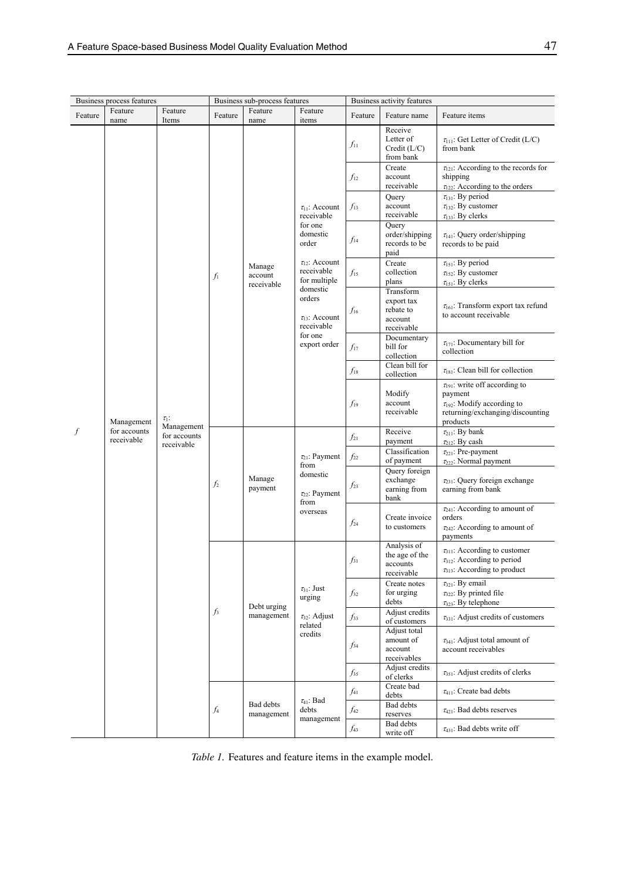| Business process features | | | Business sub-process features | | | Business activity features | | |
|---|---|---|---|---|---|---|---|---|
| Feature | Feature name | Feature Items | Feature | Feature name | Feature items | Feature | Feature name | Feature items |
| $f$ | Management for accounts receivable | $\tau_1$: Management for accounts receivable | $f_1$ | Manage account receivable | $\tau_{11}$: Account receivable for one domestic order<br>$\tau_{12}$: Account receivable for multiple domestic orders<br>$\tau_{13}$: Account receivable for one export order | $f_{11}$ | Receive Letter of Credit (L/C) from bank | $\tau_{111}$: Get Letter of Credit (L/C) from bank |
| | | | | | | $f_{12}$ | Create account receivable | $\tau_{121}$: According to the records for shipping<br>$\tau_{122}$: According to the orders |
| | | | | | | $f_{13}$ | Query account receivable | $\tau_{131}$: By period<br>$\tau_{132}$: By customer<br>$\tau_{133}$: By clerks |
| | | | | | | $f_{14}$ | Query order/shipping records to be paid | $\tau_{141}$: Query order/shipping records to be paid |
| | | | | | | $f_{15}$ | Create collection plans | $\tau_{151}$: By period<br>$\tau_{152}$: By customer<br>$\tau_{151}$: By clerks |
| | | | | | | $f_{16}$ | Transform export tax rebate to account receivable | $\tau_{161}$: Transform export tax refund to account receivable |
| | | | | | | $f_{17}$ | Documentary bill for collection | $\tau_{171}$: Documentary bill for collection |
| | | | | | | $f_{18}$ | Clean bill for collection | $\tau_{181}$: Clean bill for collection |
| | | | | | | $f_{19}$ | Modify account receivable | $\tau_{191}$: write off according to payment<br>$\tau_{192}$: Modify according to returning/exchanging/discounting products |
| | | | $f_2$ | Manage payment | $\tau_{21}$: Payment from domestic<br>$\tau_{22}$: Payment from overseas | $f_{21}$ | Receive payment | $\tau_{211}$: By bank<br>$\tau_{212}$: By cash |
| | | | | | | $f_{22}$ | Classification of payment | $\tau_{221}$: Pre-payment<br>$\tau_{222}$: Normal payment |
| | | | | | | $f_{23}$ | Query foreign exchange earning from bank | $\tau_{231}$: Query foreign exchange earning from bank |
| | | | | | | $f_{24}$ | Create invoice to customers | $\tau_{241}$: According to amount of orders<br>$\tau_{242}$: According to amount of payments |
| | | | $f_3$ | Debt urging management | $\tau_{31}$: Just urging<br>$\tau_{32}$: Adjust related credits | $f_{31}$ | Analysis of the age of the accounts receivable | $\tau_{311}$: According to customer<br>$\tau_{312}$: According to period<br>$\tau_{313}$: According to product |
| | | | | | | $f_{32}$ | Create notes for urging debts | $\tau_{321}$: By email<br>$\tau_{322}$: By printed file<br>$\tau_{323}$: By telephone |
| | | | | | | $f_{33}$ | Adjust credits of customers | $\tau_{331}$: Adjust credits of customers |
| | | | | | | $f_{34}$ | Adjust total amount of account receivables | $\tau_{341}$: Adjust total amount of account receivables |
| | | | | | | $f_{35}$ | Adjust credits of clerks | $\tau_{351}$: Adjust credits of clerks |
| | | | $f_4$ | Bad debts management | $\tau_{41}$: Bad debts management | $f_{41}$ | Create bad debts | $\tau_{411}$: Create bad debts |
| | | | | | | $f_{42}$ | Bad debts reserves | $\tau_{421}$: Bad debts reserves |
| | | | | | | $f_{43}$ | Bad debts write off | $\tau_{431}$: Bad debts write off |

*Table 1.* Features and feature items in the example model.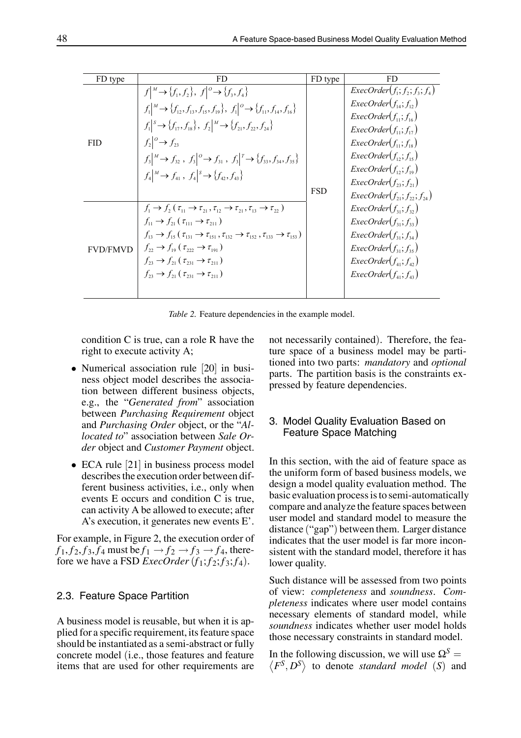| FD type | FD | FD type | FD |
|---|---|---|---|
| FID | $f\|^{M}\rightarrow\{f_1,f_2\},\ f\|^{O}\rightarrow\{f_3,f_4\}$ $f_1\|^{M}\rightarrow\{f_{12},f_{13},f_{15},f_{19}\},\ f_1\|^{O}\rightarrow\{f_{11},f_{14},f_{16}\}$ $f_1\|^{S}\rightarrow\{f_{17},f_{18}\},\ f_2\|^{M}\rightarrow\{f_{21},f_{22},f_{24}\}$ $f_2\|^{O}\rightarrow f_{23}$ $f_3\|^{M}\rightarrow f_{32},\ f_3\|^{O}\rightarrow f_{31},\ f_3\|^{T}\rightarrow\{f_{33},f_{34},f_{35}\}$ $f_4\|^{M}\rightarrow f_{41},\ f_4\|^{S}\rightarrow\{f_{42},f_{43}\}$ | FSD | $ExecOrder(f_1;f_2;f_3;f_4)$ $ExecOrder(f_{14};f_{12})$ $ExecOrder(f_{11};f_{16})$ $ExecOrder(f_{11};f_{17})$ $ExecOrder(f_{11};f_{18})$ $ExecOrder(f_{12};f_{15})$ $ExecOrder(f_{12};f_{19})$ $ExecOrder(f_{23};f_{21})$ $ExecOrder(f_{21};f_{22};f_{24})$ |
| FVD/FMVD | $f_1\rightarrow f_2\ (\tau_{11}\rightarrow\tau_{21},\tau_{12}\rightarrow\tau_{21},\tau_{13}\rightarrow\tau_{22})$ $f_{11}\rightarrow f_{21}\ (\tau_{111}\rightarrow\tau_{211})$ $f_{13}\rightarrow f_{15}\ (\tau_{131}\rightarrow\tau_{151},\tau_{132}\rightarrow\tau_{152},\tau_{133}\rightarrow\tau_{153})$ $f_{22}\rightarrow f_{19}\ (\tau_{222}\rightarrow\tau_{191})$ $f_{23}\rightarrow f_{21}\ (\tau_{231}\rightarrow\tau_{211})$ $f_{23}\rightarrow f_{21}\ (\tau_{231}\rightarrow\tau_{211})$ | | $ExecOrder(f_{31};f_{32})$ $ExecOrder(f_{31};f_{33})$ $ExecOrder(f_{31};f_{34})$ $ExecOrder(f_{31};f_{35})$ $ExecOrder(f_{41};f_{42})$ $ExecOrder(f_{41};f_{43})$ |

*Table 2.* Feature dependencies in the example model.

condition C is true, can a role R have the right to execute activity A;

- Numerical association rule [20] in business object model describes the association between different business objects, e.g., the "*Generated from*" association between *Purchasing Requirement* object and *Purchasing Order* object, or the "*Allocated to*" association between *Sale Order* object and *Customer Payment* object.
- ECA rule [21] in business process model describes the execution order between different business activities, i.e., only when events E occurs and condition C is true, can activity A be allowed to execute; after A's execution, it generates new events E'.

For example, in Figure 2, the execution order of $f_1, f_2, f_3, f_4$ must be $f_1 \rightarrow f_2 \rightarrow f_3 \rightarrow f_4$, therefore we have a FSD $ExecOrder\,(f_1;f_2;f_3;f_4)$.

### 2.3. Feature Space Partition

A business model is reusable, but when it is applied for a specific requirement, its feature space should be instantiated as a semi-abstract or fully concrete model (i.e., those features and feature items that are used for other requirements are not necessarily contained). Therefore, the feature space of a business model may be partitioned into two parts: *mandatory* and *optional* parts. The partition basis is the constraints expressed by feature dependencies.

## 3. Model Quality Evaluation Based on Feature Space Matching

In this section, with the aid of feature space as the uniform form of based business models, we design a model quality evaluation method. The basic evaluation process is to semi-automatically compare and analyze the feature spaces between user model and standard model to measure the distance ("gap") between them. Larger distance indicates that the user model is far more inconsistent with the standard model, therefore it has lower quality.

Such distance will be assessed from two points of view: *completeness* and *soundness*. *Completeness* indicates where user model contains necessary elements of standard model, while *soundness* indicates whether user model holds those necessary constraints in standard model.

In the following discussion, we will use $\Omega^S = \langle F^S, D^S \rangle$ to denote *standard model* ($S$) and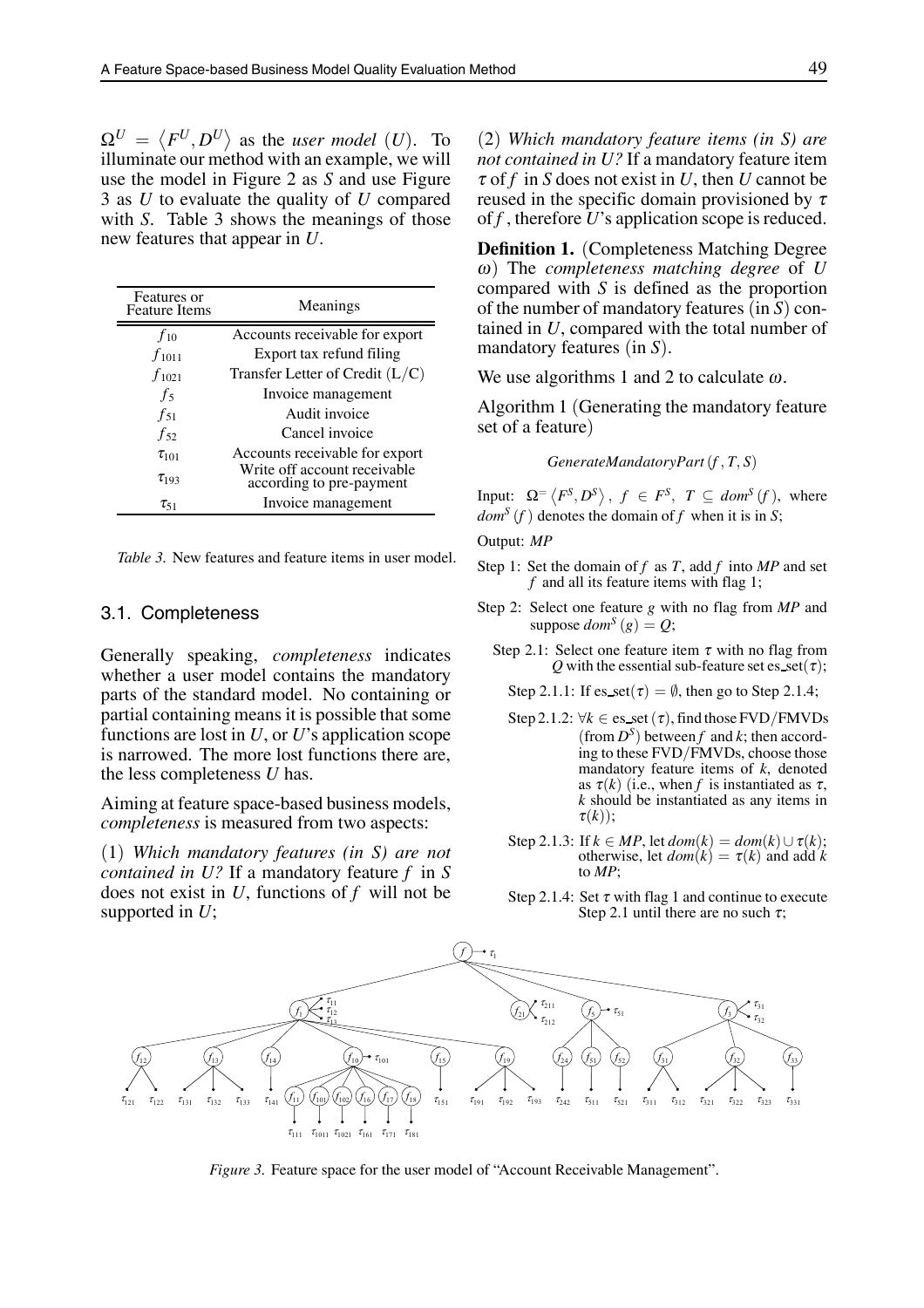$\Omega^U = \langle F^U, D^U \rangle$ as the *user model* ($U$). To illuminate our method with an example, we will use the model in Figure 2 as $S$ and use Figure 3 as $U$ to evaluate the quality of $U$ compared with $S$. Table 3 shows the meanings of those new features that appear in $U$.

| Features or Feature Items | Meanings |
|---|---|
| $f_{10}$ | Accounts receivable for export |
| $f_{1011}$ | Export tax refund filing |
| $f_{1021}$ | Transfer Letter of Credit (L/C) |
| $f_5$ | Invoice management |
| $f_{51}$ | Audit invoice |
| $f_{52}$ | Cancel invoice |
| $\tau_{101}$ | Accounts receivable for export |
| $\tau_{193}$ | Write off account receivable according to pre-payment |
| $\tau_{51}$ | Invoice management |

*Table 3.* New features and feature items in user model.

### 3.1. Completeness

Generally speaking, *completeness* indicates whether a user model contains the mandatory parts of the standard model. No containing or partial containing means it is possible that some functions are lost in $U$, or $U$'s application scope is narrowed. The more lost functions there are, the less completeness $U$ has.

Aiming at feature space-based business models, *completeness* is measured from two aspects:

(1) *Which mandatory features (in S) are not contained in U?* If a mandatory feature $f$ in $S$ does not exist in $U$, functions of $f$ will not be supported in $U$;

(2) *Which mandatory feature items (in S) are not contained in U?* If a mandatory feature item $\tau$ of $f$ in $S$ does not exist in $U$, then $U$ cannot be reused in the specific domain provisioned by $\tau$ of $f$, therefore $U$'s application scope is reduced.

**Definition 1.** (Completeness Matching Degree $\omega$) The *completeness matching degree* of $U$ compared with $S$ is defined as the proportion of the number of mandatory features (in $S$) contained in $U$, compared with the total number of mandatory features (in $S$).

We use algorithms 1 and 2 to calculate $\omega$.

Algorithm 1 (Generating the mandatory feature set of a feature)

*GenerateMandatoryPart* $(f, T, S)$

Input: $\Omega = \langle F^S, D^S \rangle$, $f \in F^S$, $T \subseteq dom^S(f)$, where $dom^S(f)$ denotes the domain of $f$ when it is in $S$;

Output: *MP*

Step 1: Set the domain of $f$ as $T$, add $f$ into *MP* and set $f$ and all its feature items with flag 1;

Step 2: Select one feature $g$ with no flag from *MP* and suppose $dom^S(g) = Q$;

Step 2.1: Select one feature item $\tau$ with no flag from $Q$ with the essential sub-feature set es_set($\tau$);

Step 2.1.1: If es_set($\tau$) $= \emptyset$, then go to Step 2.1.4;

Step 2.1.2: $\forall k \in$ es_set($\tau$), find those FVD/FMVDs (from $D^S$) between $f$ and $k$; then according to these FVD/FMVDs, choose those mandatory feature items of $k$, denoted as $\tau(k)$ (i.e., when $f$ is instantiated as $\tau$, $k$ should be instantiated as any items in $\tau(k)$);

Step 2.1.3: If $k \in MP$, let $dom(k) = dom(k) \cup \tau(k)$; otherwise, let $dom(k) = \tau(k)$ and add $k$ to *MP*;

Step 2.1.4: Set $\tau$ with flag 1 and continue to execute Step 2.1 until there are no such $\tau$;

f
$\tau_1$
$f_1$ $\tau_{11}$ $\tau_{12}$ $\tau_{13}$
$f_{21}$ $\tau_{211}$ $\tau_{212}$
$f_5$ $\tau_{51}$
$f_3$ $\tau_{31}$ $\tau_{32}$
$f_{12}$ $f_{13}$ $f_{14}$ $f_{10}$ $\tau_{101}$ $f_{15}$ $f_{19}$ $f_{24}$ $f_{51}$ $f_{52}$ $f_{31}$ $f_{32}$ $f_{33}$
$\tau_{121}$ $\tau_{122}$ $\tau_{131}$ $\tau_{132}$ $\tau_{133}$ $\tau_{141}$ $f_{11}$ $f_{101}$ $f_{102}$ $f_{16}$ $f_{17}$ $f_{18}$ $\tau_{151}$ $\tau_{191}$ $\tau_{192}$ $\tau_{193}$ $\tau_{242}$ $\tau_{511}$ $\tau_{521}$ $\tau_{311}$ $\tau_{312}$ $\tau_{321}$ $\tau_{322}$ $\tau_{323}$ $\tau_{331}$
$\tau_{111}$ $\tau_{1011}$ $\tau_{1021}$ $\tau_{161}$ $\tau_{171}$ $\tau_{181}$

*Figure 3.* Feature space for the user model of "Account Receivable Management".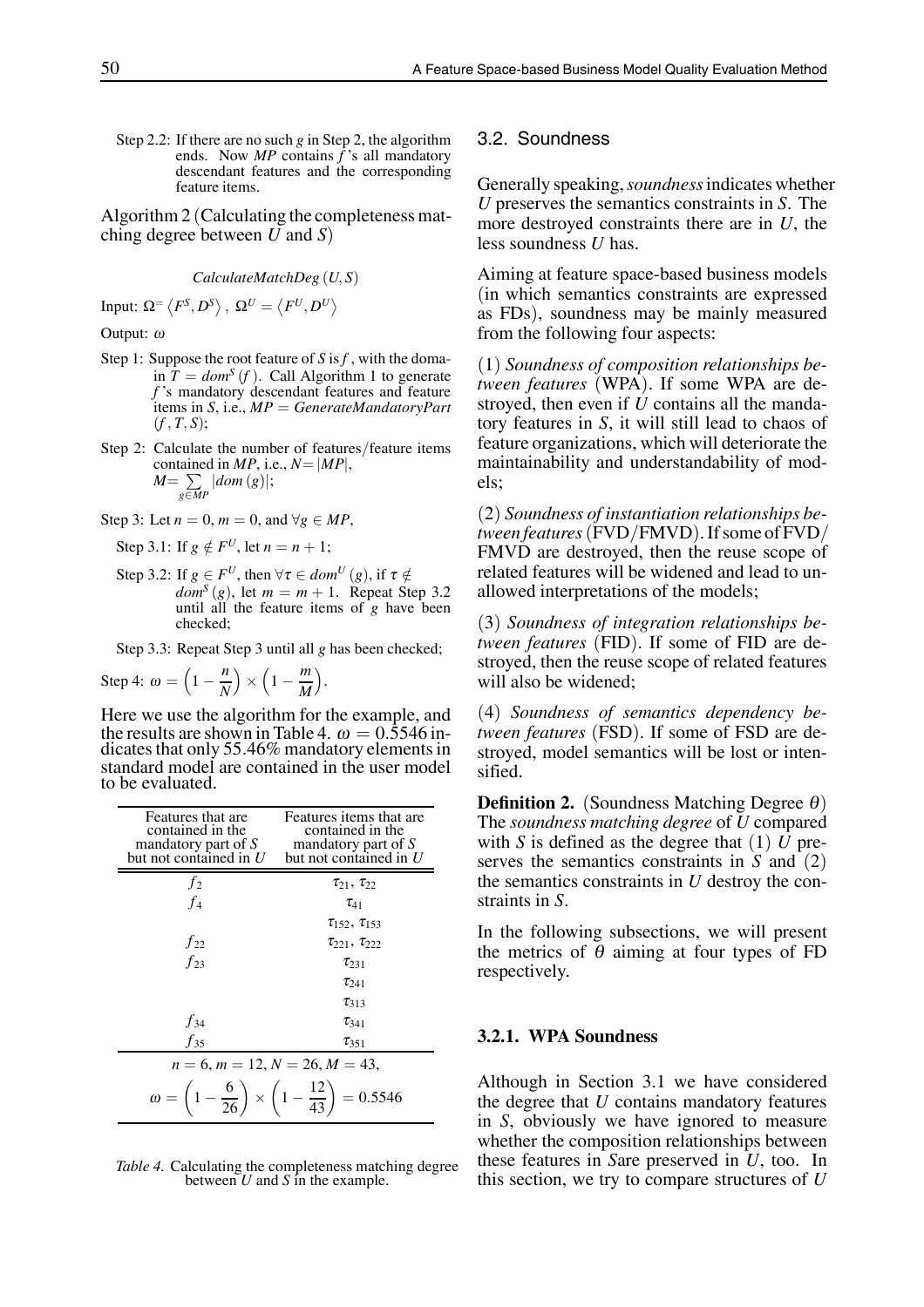Step 2.2: If there are no such $g$ in Step 2, the algorithm ends. Now $MP$ contains $f$'s all mandatory descendant features and the corresponding feature items.

Algorithm 2 (Calculating the completeness matching degree between $U$ and $S$)

*CalculateMatchDeg* $(U, S)$

Input: $\Omega = \langle F^S, D^S \rangle$, $\Omega^U = \langle F^U, D^U \rangle$

Output: $\omega$

Step 1: Suppose the root feature of $S$ is $f$, with the domain $T = dom^S(f)$. Call Algorithm 1 to generate $f$'s mandatory descendant features and feature items in $S$, i.e., $MP = GenerateMandatoryPart(f, T, S)$;

Step 2: Calculate the number of features/feature items contained in $MP$, i.e., $N = |MP|$, $M = \sum_{g \in MP} |dom(g)|$;

Step 3: Let $n = 0$, $m = 0$, and $\forall g \in MP$,

Step 3.1: If $g \notin F^U$, let $n = n + 1$;

Step 3.2: If $g \in F^U$, then $\forall \tau \in dom^U(g)$, if $\tau \notin dom^S(g)$, let $m = m + 1$. Repeat Step 3.2 until all the feature items of $g$ have been checked;

Step 3.3: Repeat Step 3 until all $g$ has been checked;

Step 4: $\omega = \left(1 - \dfrac{n}{N}\right) \times \left(1 - \dfrac{m}{M}\right)$.

Here we use the algorithm for the example, and the results are shown in Table 4. $\omega = 0.5546$ indicates that only 55.46% mandatory elements in standard model are contained in the user model to be evaluated.

| Features that are contained in the mandatory part of $S$ but not contained in $U$ | Features items that are contained in the mandatory part of $S$ but not contained in $U$ |
|---|---|
| $f_2$ | $\tau_{21}$, $\tau_{22}$ |
| $f_4$ | $\tau_{41}$ |
| | $\tau_{152}$, $\tau_{153}$ |
| $f_{22}$ | $\tau_{221}$, $\tau_{222}$ |
| $f_{23}$ | $\tau_{231}$ |
| | $\tau_{241}$ |
| | $\tau_{313}$ |
| $f_{34}$ | $\tau_{341}$ |
| $f_{35}$ | $\tau_{351}$ |
| $n = 6, m = 12, N = 26, M = 43,$ $\omega = \left(1 - \frac{6}{26}\right) \times \left(1 - \frac{12}{43}\right) = 0.5546$ | |

*Table 4.* Calculating the completeness matching degree between $U$ and $S$ in the example.

### 3.2. Soundness

Generally speaking, *soundness* indicates whether $U$ preserves the semantics constraints in $S$. The more destroyed constraints there are in $U$, the less soundness $U$ has.

Aiming at feature space-based business models (in which semantics constraints are expressed as FDs), soundness may be mainly measured from the following four aspects:

(1) *Soundness of composition relationships between features* (WPA). If some WPA are destroyed, then even if $U$ contains all the mandatory features in $S$, it will still lead to chaos of feature organizations, which will deteriorate the maintainability and understandability of models;

(2) *Soundness of instantiation relationships between features* (FVD/FMVD). If some of FVD/FMVD are destroyed, then the reuse scope of related features will be widened and lead to unallowed interpretations of the models;

(3) *Soundness of integration relationships between features* (FID). If some of FID are destroyed, then the reuse scope of related features will also be widened;

(4) *Soundness of semantics dependency between features* (FSD). If some of FSD are destroyed, model semantics will be lost or intensified.

**Definition 2.** (Soundness Matching Degree $\theta$) The *soundness matching degree* of $U$ compared with $S$ is defined as the degree that (1) $U$ preserves the semantics constraints in $S$ and (2) the semantics constraints in $U$ destroy the constraints in $S$.

In the following subsections, we will present the metrics of $\theta$ aiming at four types of FD respectively.

#### 3.2.1. WPA Soundness

Although in Section 3.1 we have considered the degree that $U$ contains mandatory features in $S$, obviously we have ignored to measure whether the composition relationships between these features in $S$are preserved in $U$, too. In this section, we try to compare structures of $U$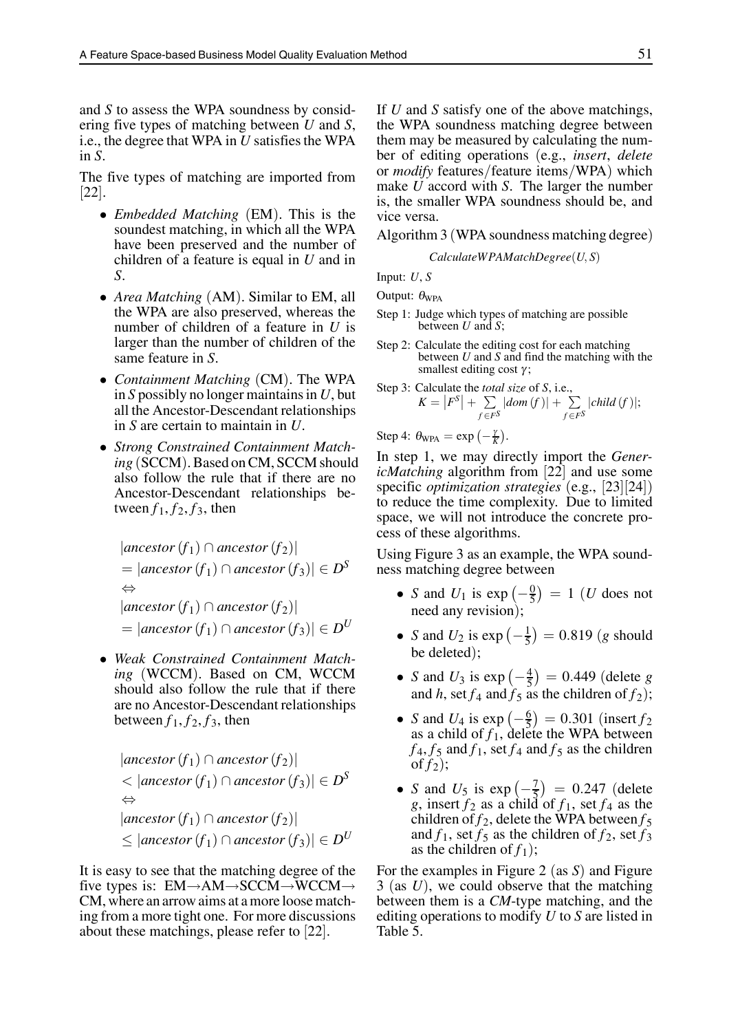and $S$ to assess the WPA soundness by considering five types of matching between $U$ and $S$, i.e., the degree that WPA in $U$ satisfies the WPA in $S$.

The five types of matching are imported from [22].

- *Embedded Matching* (EM). This is the soundest matching, in which all the WPA have been preserved and the number of children of a feature is equal in $U$ and in $S$.
- *Area Matching* (AM). Similar to EM, all the WPA are also preserved, whereas the number of children of a feature in $U$ is larger than the number of children of the same feature in $S$.
- *Containment Matching* (CM). The WPA in $S$ possibly no longer maintains in $U$, but all the Ancestor-Descendant relationships in $S$ are certain to maintain in $U$.
- *Strong Constrained Containment Matching* (SCCM). Based on CM, SCCM should also follow the rule that if there are no Ancestor-Descendant relationships between $f_1, f_2, f_3$, then

$$
\begin{aligned}
&|ancestor(f_1) \cap ancestor(f_2)| \\
&= |ancestor(f_1) \cap ancestor(f_3)| \in D^S \\
&\Leftrightarrow \\
&|ancestor(f_1) \cap ancestor(f_2)| \\
&= |ancestor(f_1) \cap ancestor(f_3)| \in D^U
\end{aligned}
$$

- *Weak Constrained Containment Matching* (WCCM). Based on CM, WCCM should also follow the rule that if there are no Ancestor-Descendant relationships between $f_1, f_2, f_3$, then

$$
\begin{aligned}
&|ancestor(f_1) \cap ancestor(f_2)| \\
&< |ancestor(f_1) \cap ancestor(f_3)| \in D^S \\
&\Leftrightarrow \\
&|ancestor(f_1) \cap ancestor(f_2)| \\
&\leq |ancestor(f_1) \cap ancestor(f_3)| \in D^U
\end{aligned}
$$

It is easy to see that the matching degree of the five types is: EM→AM→SCCM→WCCM→CM, where an arrow aims at a more loose matching from a more tight one. For more discussions about these matchings, please refer to [22].

If $U$ and $S$ satisfy one of the above matchings, the WPA soundness matching degree between them may be measured by calculating the number of editing operations (e.g., *insert*, *delete* or *modify* features/feature items/WPA) which make $U$ accord with $S$. The larger the number is, the smaller WPA soundness should be, and vice versa.

Algorithm 3 (WPA soundness matching degree)

*CalculateWPAMatchDegree*$(U, S)$

Input: $U, S$

Output: $\theta_{\text{WPA}}$

Step 1: Judge which types of matching are possible between $U$ and $S$;

Step 2: Calculate the editing cost for each matching between $U$ and $S$ and find the matching with the smallest editing cost $\gamma$;

Step 3: Calculate the *total size* of $S$, i.e.,
$K = \left|F^S\right| + \sum_{f \in F^S} |dom(f)| + \sum_{f \in F^S} |child(f)|$;

Step 4: $\theta_{\text{WPA}} = \exp\left(-\frac{\gamma}{K}\right)$.

In step 1, we may directly import the *GenericMatching* algorithm from [22] and use some specific *optimization strategies* (e.g., [23][24]) to reduce the time complexity. Due to limited space, we will not introduce the concrete process of these algorithms.

Using Figure 3 as an example, the WPA soundness matching degree between

- $S$ and $U_1$ is $\exp\left(-\frac{0}{5}\right) = 1$ ($U$ does not need any revision);
- $S$ and $U_2$ is $\exp\left(-\frac{1}{5}\right) = 0.819$ ($g$ should be deleted);
- $S$ and $U_3$ is $\exp\left(-\frac{4}{5}\right) = 0.449$ (delete $g$ and $h$, set $f_4$ and $f_5$ as the children of $f_2$);
- $S$ and $U_4$ is $\exp\left(-\frac{6}{5}\right) = 0.301$ (insert $f_2$ as a child of $f_1$, delete the WPA between $f_4, f_5$ and $f_1$, set $f_4$ and $f_5$ as the children of $f_2$);
- $S$ and $U_5$ is $\exp\left(-\frac{7}{5}\right) = 0.247$ (delete $g$, insert $f_2$ as a child of $f_1$, set $f_4$ as the children of $f_2$, delete the WPA between $f_5$ and $f_1$, set $f_5$ as the children of $f_2$, set $f_3$ as the children of $f_1$);

For the examples in Figure 2 (as $S$) and Figure 3 (as $U$), we could observe that the matching between them is a *CM*-type matching, and the editing operations to modify $U$ to $S$ are listed in Table 5.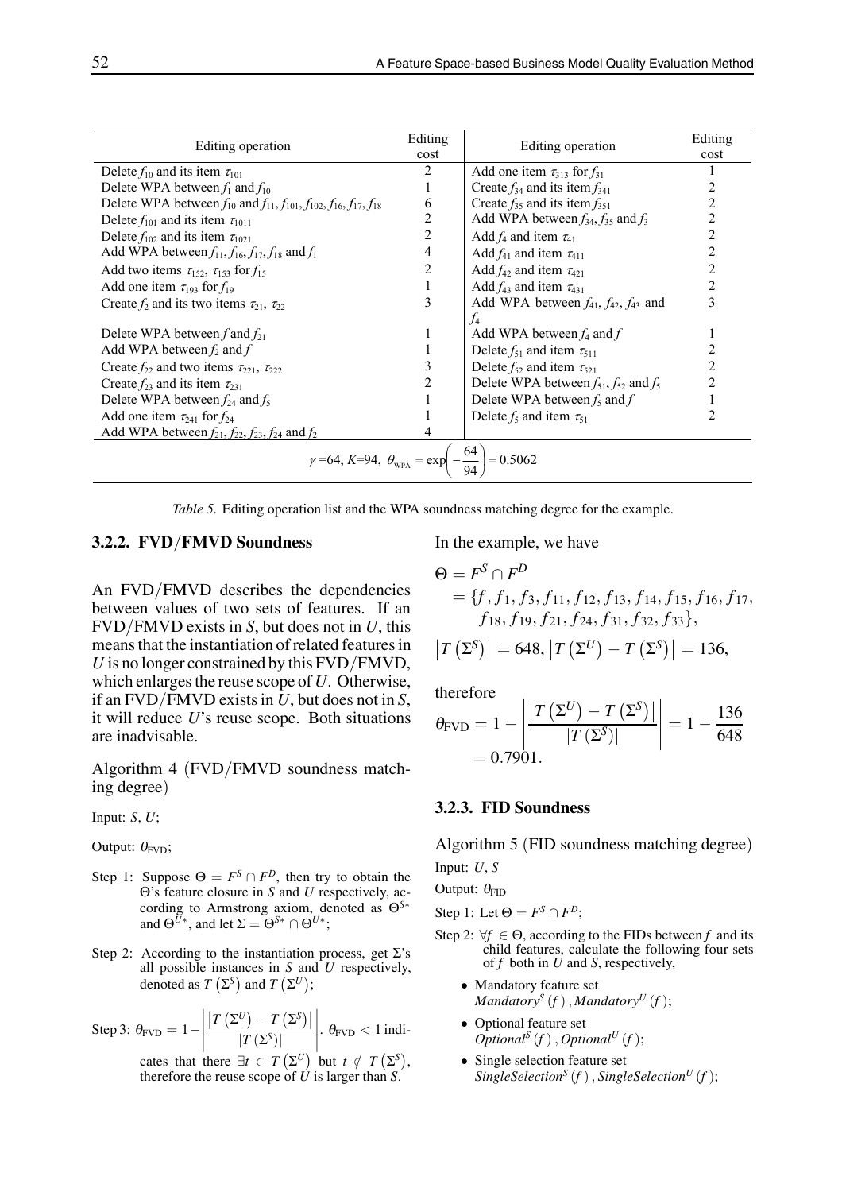| Editing operation | Editing cost | Editing operation | Editing cost |
|---|---|---|---|
| Delete $f_{10}$ and its item $\tau_{101}$ | 2 | Add one item $\tau_{313}$ for $f_{31}$ | 1 |
| Delete WPA between $f_1$ and $f_{10}$ | 1 | Create $f_{34}$ and its item $f_{341}$ | 2 |
| Delete WPA between $f_{10}$ and $f_{11}, f_{101}, f_{102}, f_{16}, f_{17}, f_{18}$ | 6 | Create $f_{35}$ and its item $f_{351}$ | 2 |
| Delete $f_{101}$ and its item $\tau_{1011}$ | 2 | Add WPA between $f_{34}, f_{35}$ and $f_3$ | 2 |
| Delete $f_{102}$ and its item $\tau_{1021}$ | 2 | Add $f_4$ and item $\tau_{41}$ | 2 |
| Add WPA between $f_{11}, f_{16}, f_{17}, f_{18}$ and $f_1$ | 4 | Add $f_{41}$ and item $\tau_{411}$ | 2 |
| Add two items $\tau_{152}$, $\tau_{153}$ for $f_{15}$ | 2 | Add $f_{42}$ and item $\tau_{421}$ | 2 |
| Add one item $\tau_{193}$ for $f_{19}$ | 1 | Add $f_{43}$ and item $\tau_{431}$ | 2 |
| Create $f_2$ and its two items $\tau_{21}$, $\tau_{22}$ | 3 | Add WPA between $f_{41}, f_{42}, f_{43}$ and $f_4$ | 3 |
| Delete WPA between $f$ and $f_{21}$ | 1 | Add WPA between $f_4$ and $f$ | 1 |
| Add WPA between $f_2$ and $f$ | 1 | Delete $f_{51}$ and item $\tau_{511}$ | 2 |
| Create $f_{22}$ and two items $\tau_{221}$, $\tau_{222}$ | 3 | Delete $f_{52}$ and item $\tau_{521}$ | 2 |
| Create $f_{23}$ and its item $\tau_{231}$ | 2 | Delete WPA between $f_{51}, f_{52}$ and $f_5$ | 2 |
| Delete WPA between $f_{24}$ and $f_5$ | 1 | Delete WPA between $f_5$ and $f$ | 1 |
| Add one item $\tau_{241}$ for $f_{24}$ | 1 | Delete $f_5$ and item $\tau_{51}$ | 2 |
| Add WPA between $f_{21}, f_{22}, f_{23}, f_{24}$ and $f_2$ | 4 | | |
| $\gamma=64$, $K=94$, $\theta_{\text{WPA}} = \exp\left(-\frac{64}{94}\right) = 0.5062$ | | | |

*Table 5.* Editing operation list and the WPA soundness matching degree for the example.

### 3.2.2. FVD/FMVD Soundness

An FVD/FMVD describes the dependencies between values of two sets of features. If an FVD/FMVD exists in *S*, but does not in *U*, this means that the instantiation of related features in *U* is no longer constrained by this FVD/FMVD, which enlarges the reuse scope of *U*. Otherwise, if an FVD/FMVD exists in *U*, but does not in *S*, it will reduce *U*'s reuse scope. Both situations are inadvisable.

Algorithm 4 (FVD/FMVD soundness matching degree)

Input: *S*, *U*;

Output: $\theta_{\text{FVD}}$;

Step 1: Suppose $\Theta = F^S \cap F^D$, then try to obtain the $\Theta$'s feature closure in *S* and *U* respectively, according to Armstrong axiom, denoted as $\Theta^{S*}$ and $\Theta^{U*}$, and let $\Sigma = \Theta^{S*} \cap \Theta^{U*}$;

Step 2: According to the instantiation process, get $\Sigma$'s all possible instances in *S* and *U* respectively, denoted as $T\left(\Sigma^S\right)$ and $T\left(\Sigma^U\right)$;

Step 3: $\theta_{\text{FVD}} = 1 - \left| \frac{\left|T\left(\Sigma^U\right) - T\left(\Sigma^S\right)\right|}{\left|T\left(\Sigma^S\right)\right|} \right|$. $\theta_{\text{FVD}} < 1$ indicates that there $\exists t \in T\left(\Sigma^U\right)$ but $t \notin T\left(\Sigma^S\right)$, therefore the reuse scope of *U* is larger than *S*.

In the example, we have

$$\Theta = F^S \cap F^D = \{f, f_1, f_3, f_{11}, f_{12}, f_{13}, f_{14}, f_{15}, f_{16}, f_{17}, f_{18}, f_{19}, f_{21}, f_{24}, f_{31}, f_{32}, f_{33}\},$$

$$\left|T\left(\Sigma^S\right)\right| = 648, \left|T\left(\Sigma^U\right) - T\left(\Sigma^S\right)\right| = 136,$$

therefore

$$\theta_{\text{FVD}} = 1 - \left| \frac{\left|T\left(\Sigma^U\right) - T\left(\Sigma^S\right)\right|}{\left|T\left(\Sigma^S\right)\right|} \right| = 1 - \frac{136}{648} = 0.7901.$$

### 3.2.3. FID Soundness

Algorithm 5 (FID soundness matching degree)

Input: *U*, *S*

Output: $\theta_{\text{FID}}$

Step 1: Let $\Theta = F^S \cap F^D$;

Step 2: $\forall f \in \Theta$, according to the FIDs between *f* and its child features, calculate the following four sets of *f* both in *U* and *S*, respectively,

- Mandatory feature set $Mandatory^S(f)$, $Mandatory^U(f)$;
- Optional feature set $Optional^S(f)$, $Optional^U(f)$;
- Single selection feature set $SingleSelection^S(f)$, $SingleSelection^U(f)$;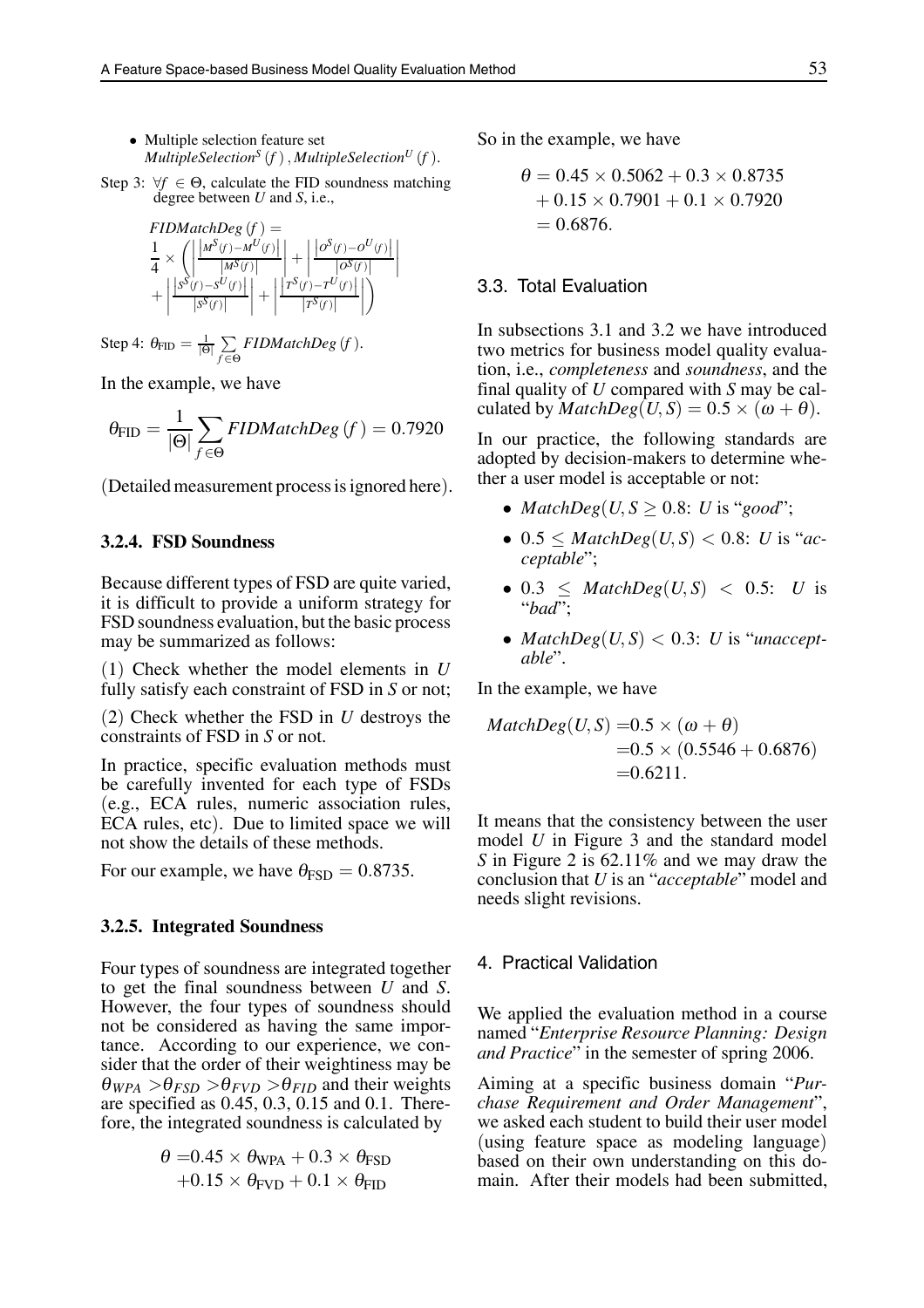- Multiple selection feature set $MultipleSelection^S(f)$, $MultipleSelection^U(f)$.

Step 3: $\forall f \in \Theta$, calculate the FID soundness matching degree between $U$ and $S$, i.e.,

$$FIDMatchDeg(f) = \frac{1}{4} \times \left( \left| \frac{\left|M^S(f) - M^U(f)\right|}{\left|M^S(f)\right|} \right| + \left| \frac{\left|O^S(f) - O^U(f)\right|}{\left|O^S(f)\right|} \right| + \left| \frac{\left|S^S(f) - S^U(f)\right|}{\left|S^S(f)\right|} \right| + \left| \frac{\left|T^S(f) - T^U(f)\right|}{\left|T^S(f)\right|} \right| \right)$$

Step 4: $\theta_{\mathrm{FID}} = \frac{1}{|\Theta|} \sum_{f \in \Theta} FIDMatchDeg(f)$.

In the example, we have

$$\theta_{\mathrm{FID}} = \frac{1}{|\Theta|} \sum_{f \in \Theta} FIDMatchDeg(f) = 0.7920$$

(Detailed measurement process is ignored here).

### 3.2.4. FSD Soundness

Because different types of FSD are quite varied, it is difficult to provide a uniform strategy for FSD soundness evaluation, but the basic process may be summarized as follows:

(1) Check whether the model elements in $U$ fully satisfy each constraint of FSD in $S$ or not;

(2) Check whether the FSD in $U$ destroys the constraints of FSD in $S$ or not.

In practice, specific evaluation methods must be carefully invented for each type of FSDs (e.g., ECA rules, numeric association rules, ECA rules, etc). Due to limited space we will not show the details of these methods.

For our example, we have $\theta_{\mathrm{FSD}} = 0.8735$.

### 3.2.5. Integrated Soundness

Four types of soundness are integrated together to get the final soundness between $U$ and $S$. However, the four types of soundness should not be considered as having the same importance. According to our experience, we consider that the order of their weightiness may be $\theta_{WPA} > \theta_{FSD} > \theta_{FVD} > \theta_{FID}$ and their weights are specified as 0.45, 0.3, 0.15 and 0.1. Therefore, the integrated soundness is calculated by

$$\theta = 0.45 \times \theta_{\mathrm{WPA}} + 0.3 \times \theta_{\mathrm{FSD}} + 0.15 \times \theta_{\mathrm{FVD}} + 0.1 \times \theta_{\mathrm{FID}}$$

So in the example, we have

$$\theta = 0.45 \times 0.5062 + 0.3 \times 0.8735 + 0.15 \times 0.7901 + 0.1 \times 0.7920 = 0.6876.$$

## 3.3. Total Evaluation

In subsections 3.1 and 3.2 we have introduced two metrics for business model quality evaluation, i.e., *completeness* and *soundness*, and the final quality of $U$ compared with $S$ may be calculated by $MatchDeg(U, S) = 0.5 \times (\omega + \theta)$.

In our practice, the following standards are adopted by decision-makers to determine whether a user model is acceptable or not:

- $MatchDeg(U, S \geq 0.8$: $U$ is "*good*";
- $0.5 \leq MatchDeg(U, S) < 0.8$: $U$ is "*acceptable*";
- $0.3 \leq MatchDeg(U, S) < 0.5$: $U$ is "*bad*";
- $MatchDeg(U, S) < 0.3$: $U$ is "*unacceptable*".

In the example, we have

$$\begin{aligned} MatchDeg(U, S) &= 0.5 \times (\omega + \theta) \\ &= 0.5 \times (0.5546 + 0.6876) \\ &= 0.6211. \end{aligned}$$

It means that the consistency between the user model $U$ in Figure 3 and the standard model $S$ in Figure 2 is 62.11% and we may draw the conclusion that $U$ is an "*acceptable*" model and needs slight revisions.

## 4. Practical Validation

We applied the evaluation method in a course named "*Enterprise Resource Planning: Design and Practice*" in the semester of spring 2006.

Aiming at a specific business domain "*Purchase Requirement and Order Management*", we asked each student to build their user model (using feature space as modeling language) based on their own understanding on this domain. After their models had been submitted,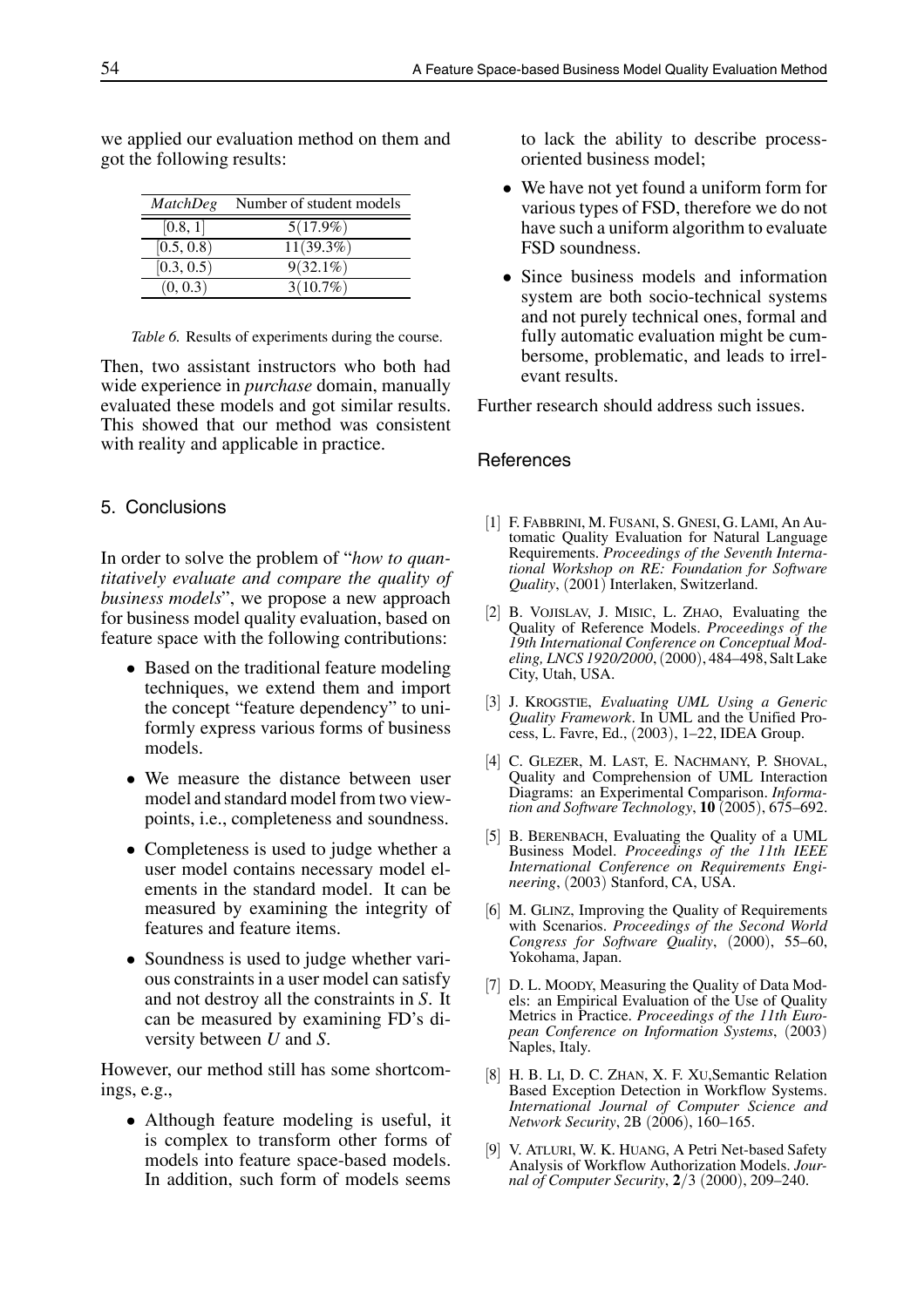we applied our evaluation method on them and got the following results:

| *MatchDeg* | Number of student models |
| --- | --- |
| [0.8, 1] | 5(17.9%) |
| [0.5, 0.8) | 11(39.3%) |
| [0.3, 0.5) | 9(32.1%) |
| (0, 0.3) | 3(10.7%) |

*Table 6.* Results of experiments during the course.

Then, two assistant instructors who both had wide experience in *purchase* domain, manually evaluated these models and got similar results. This showed that our method was consistent with reality and applicable in practice.

## 5. Conclusions

In order to solve the problem of "*how to quantitatively evaluate and compare the quality of business models*", we propose a new approach for business model quality evaluation, based on feature space with the following contributions:

- Based on the traditional feature modeling techniques, we extend them and import the concept "feature dependency" to uniformly express various forms of business models.
- We measure the distance between user model and standard model from two viewpoints, i.e., completeness and soundness.
- Completeness is used to judge whether a user model contains necessary model elements in the standard model. It can be measured by examining the integrity of features and feature items.
- Soundness is used to judge whether various constraints in a user model can satisfy and not destroy all the constraints in $S$. It can be measured by examining FD's diversity between $U$ and $S$.

However, our method still has some shortcomings, e.g.,

- Although feature modeling is useful, it is complex to transform other forms of models into feature space-based models. In addition, such form of models seems to lack the ability to describe process-oriented business model;
- We have not yet found a uniform form for various types of FSD, therefore we do not have such a uniform algorithm to evaluate FSD soundness.
- Since business models and information system are both socio-technical systems and not purely technical ones, formal and fully automatic evaluation might be cumbersome, problematic, and leads to irrelevant results.

Further research should address such issues.

## References

[1] F. FABBRINI, M. FUSANI, S. GNESI, G. LAMI, An Automatic Quality Evaluation for Natural Language Requirements. *Proceedings of the Seventh International Workshop on RE: Foundation for Software Quality*, (2001) Interlaken, Switzerland.

[2] B. VOJISLAV, J. MISIC, L. ZHAO, Evaluating the Quality of Reference Models. *Proceedings of the 19th International Conference on Conceptual Modeling, LNCS 1920/2000*, (2000), 484–498, Salt Lake City, Utah, USA.

[3] J. KROGSTIE, *Evaluating UML Using a Generic Quality Framework*. In UML and the Unified Process, L. Favre, Ed., (2003), 1–22, IDEA Group.

[4] C. GLEZER, M. LAST, E. NACHMANY, P. SHOVAL, Quality and Comprehension of UML Interaction Diagrams: an Experimental Comparison. *Information and Software Technology*, **10** (2005), 675–692.

[5] B. BERENBACH, Evaluating the Quality of a UML Business Model. *Proceedings of the 11th IEEE International Conference on Requirements Engineering*, (2003) Stanford, CA, USA.

[6] M. GLINZ, Improving the Quality of Requirements with Scenarios. *Proceedings of the Second World Congress for Software Quality*, (2000), 55–60, Yokohama, Japan.

[7] D. L. MOODY, Measuring the Quality of Data Models: an Empirical Evaluation of the Use of Quality Metrics in Practice. *Proceedings of the 11th European Conference on Information Systems*, (2003) Naples, Italy.

[8] H. B. LI, D. C. ZHAN, X. F. XU,Semantic Relation Based Exception Detection in Workflow Systems. *International Journal of Computer Science and Network Security*, 2B (2006), 160–165.

[9] V. ATLURI, W. K. HUANG, A Petri Net-based Safety Analysis of Workflow Authorization Models. *Journal of Computer Security*, **2**/3 (2000), 209–240.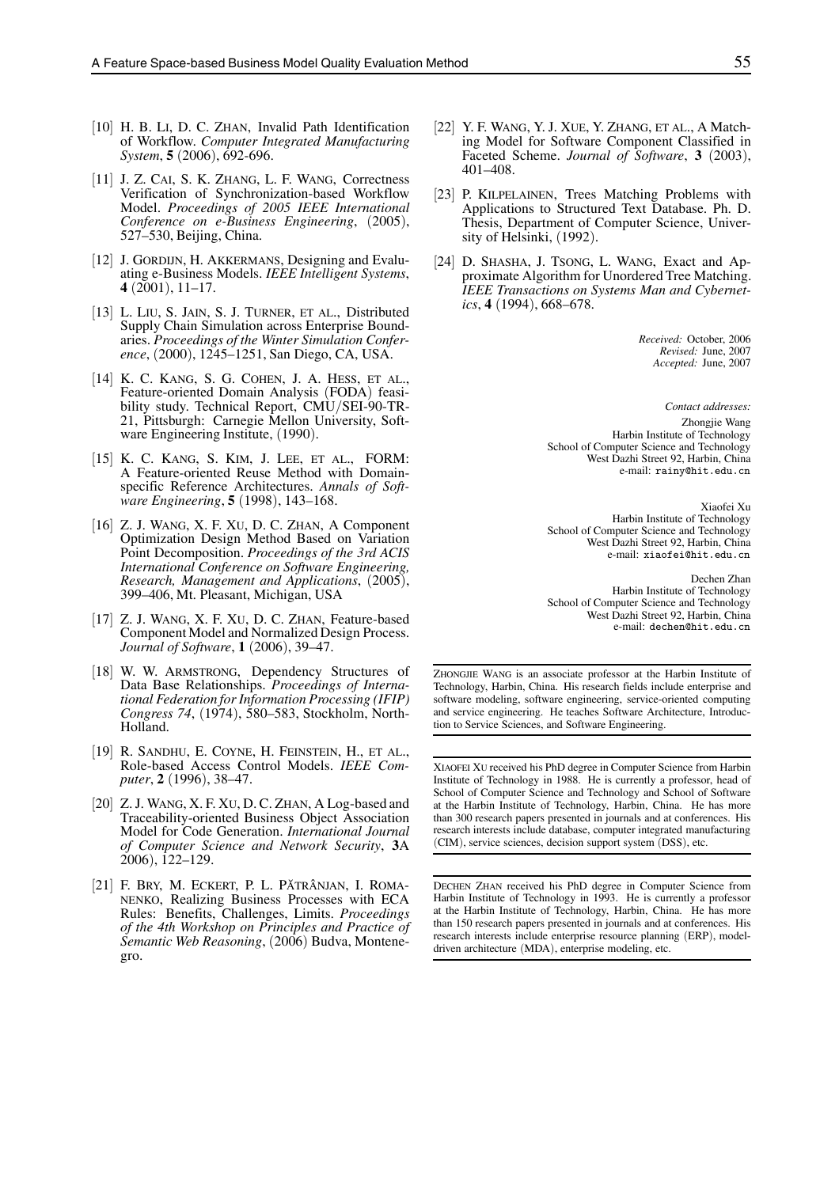[10] H. B. LI, D. C. ZHAN, Invalid Path Identification of Workflow. *Computer Integrated Manufacturing System*, **5** (2006), 692-696.

[11] J. Z. CAI, S. K. ZHANG, L. F. WANG, Correctness Verification of Synchronization-based Workflow Model. *Proceedings of 2005 IEEE International Conference on e-Business Engineering*, (2005), 527–530, Beijing, China.

[12] J. GORDIJN, H. AKKERMANS, Designing and Evaluating e-Business Models. *IEEE Intelligent Systems*, **4** (2001), 11–17.

[13] L. LIU, S. JAIN, S. J. TURNER, ET AL., Distributed Supply Chain Simulation across Enterprise Boundaries. *Proceedings of the Winter Simulation Conference*, (2000), 1245–1251, San Diego, CA, USA.

[14] K. C. KANG, S. G. COHEN, J. A. HESS, ET AL., Feature-oriented Domain Analysis (FODA) feasibility study. Technical Report, CMU/SEI-90-TR-21, Pittsburgh: Carnegie Mellon University, Software Engineering Institute, (1990).

[15] K. C. KANG, S. KIM, J. LEE, ET AL., FORM: A Feature-oriented Reuse Method with Domain-specific Reference Architectures. *Annals of Software Engineering*, **5** (1998), 143–168.

[16] Z. J. WANG, X. F. XU, D. C. ZHAN, A Component Optimization Design Method Based on Variation Point Decomposition. *Proceedings of the 3rd ACIS International Conference on Software Engineering, Research, Management and Applications*, (2005), 399–406, Mt. Pleasant, Michigan, USA

[17] Z. J. WANG, X. F. XU, D. C. ZHAN, Feature-based Component Model and Normalized Design Process. *Journal of Software*, **1** (2006), 39–47.

[18] W. W. ARMSTRONG, Dependency Structures of Data Base Relationships. *Proceedings of International Federation for Information Processing (IFIP) Congress 74*, (1974), 580–583, Stockholm, North-Holland.

[19] R. SANDHU, E. COYNE, H. FEINSTEIN, H., ET AL., Role-based Access Control Models. *IEEE Computer*, **2** (1996), 38–47.

[20] Z. J. WANG, X. F. XU, D. C. ZHAN, A Log-based and Traceability-oriented Business Object Association Model for Code Generation. *International Journal of Computer Science and Network Security*, **3**A 2006), 122–129.

[21] F. BRY, M. ECKERT, P. L. PĂTRÂNJAN, I. ROMANENKO, Realizing Business Processes with ECA Rules: Benefits, Challenges, Limits. *Proceedings of the 4th Workshop on Principles and Practice of Semantic Web Reasoning*, (2006) Budva, Montenegro.

[22] Y. F. WANG, Y. J. XUE, Y. ZHANG, ET AL., A Matching Model for Software Component Classified in Faceted Scheme. *Journal of Software*, **3** (2003), 401–408.

[23] P. KILPELAINEN, Trees Matching Problems with Applications to Structured Text Database. Ph. D. Thesis, Department of Computer Science, University of Helsinki, (1992).

[24] D. SHASHA, J. TSONG, L. WANG, Exact and Approximate Algorithm for Unordered Tree Matching. *IEEE Transactions on Systems Man and Cybernetics*, **4** (1994), 668–678.

*Received:* October, 2006
*Revised:* June, 2007
*Accepted:* June, 2007

*Contact addresses:*

Zhongjie Wang
Harbin Institute of Technology
School of Computer Science and Technology
West Dazhi Street 92, Harbin, China
e-mail: rainy@hit.edu.cn

Xiaofei Xu
Harbin Institute of Technology
School of Computer Science and Technology
West Dazhi Street 92, Harbin, China
e-mail: xiaofei@hit.edu.cn

Dechen Zhan
Harbin Institute of Technology
School of Computer Science and Technology
West Dazhi Street 92, Harbin, China
e-mail: dechen@hit.edu.cn

ZHONGJIE WANG is an associate professor at the Harbin Institute of Technology, Harbin, China. His research fields include enterprise and software modeling, software engineering, service-oriented computing and service engineering. He teaches Software Architecture, Introduction to Service Sciences, and Software Engineering.

XIAOFEI XU received his PhD degree in Computer Science from Harbin Institute of Technology in 1988. He is currently a professor, head of School of Computer Science and Technology and School of Software at the Harbin Institute of Technology, Harbin, China. He has more than 300 research papers presented in journals and at conferences. His research interests include database, computer integrated manufacturing (CIM), service sciences, decision support system (DSS), etc.

DECHEN ZHAN received his PhD degree in Computer Science from Harbin Institute of Technology in 1993. He is currently a professor at the Harbin Institute of Technology, Harbin, China. He has more than 150 research papers presented in journals and at conferences. His research interests include enterprise resource planning (ERP), model-driven architecture (MDA), enterprise modeling, etc.